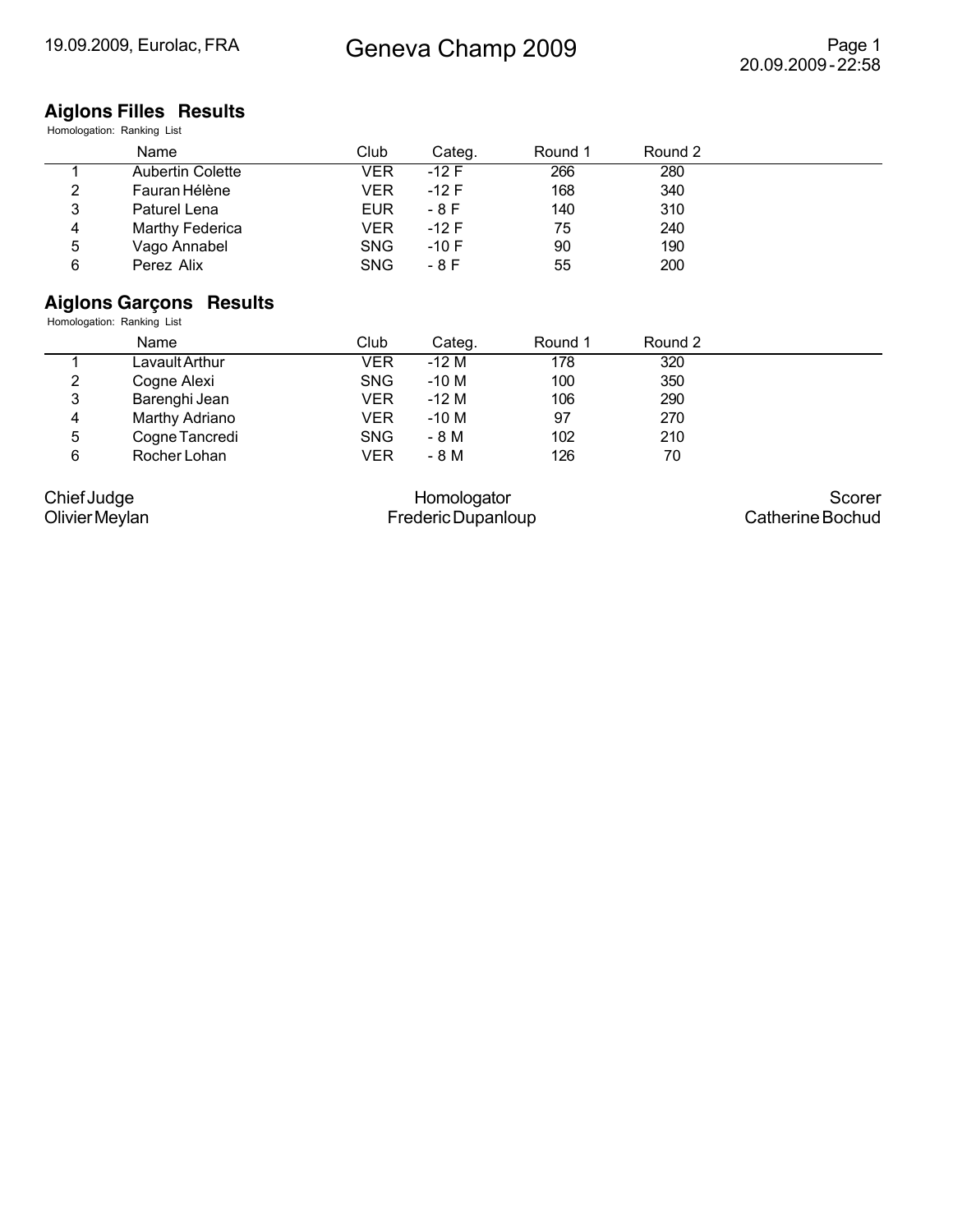19.09.2009, Eurolac, FRA

# Geneva Champ 2009

20.09.2009 - 22:58

## Aiglons Filles Results

Homologation: Ranking List

| | Name | Club | Categ. | Round 1 | Round 2 |
|---|---|---|---|---|---|
| 1 | Aubertin Colette | VER | -12 F | 266 | 280 |
| 2 | Fauran Hélène | VER | -12 F | 168 | 340 |
| 3 | Paturel Lena | EUR | - 8 F | 140 | 310 |
| 4 | Marthy Federica | VER | -12 F | 75 | 240 |
| 5 | Vago Annabel | SNG | -10 F | 90 | 190 |
| 6 | Perez Alix | SNG | - 8 F | 55 | 200 |

## Aiglons Garçons Results

Homologation: Ranking List

| | Name | Club | Categ. | Round 1 | Round 2 |
|---|---|---|---|---|---|
| 1 | Lavault Arthur | VER | -12 M | 178 | 320 |
| 2 | Cogne Alexi | SNG | -10 M | 100 | 350 |
| 3 | Barenghi Jean | VER | -12 M | 106 | 290 |
| 4 | Marthy Adriano | VER | -10 M | 97 | 270 |
| 5 | Cogne Tancredi | SNG | - 8 M | 102 | 210 |
| 6 | Rocher Lohan | VER | - 8 M | 126 | 70 |

Chief Judge
Olivier Meylan

Homologator
Frederic Dupanloup

Scorer
Catherine Bochud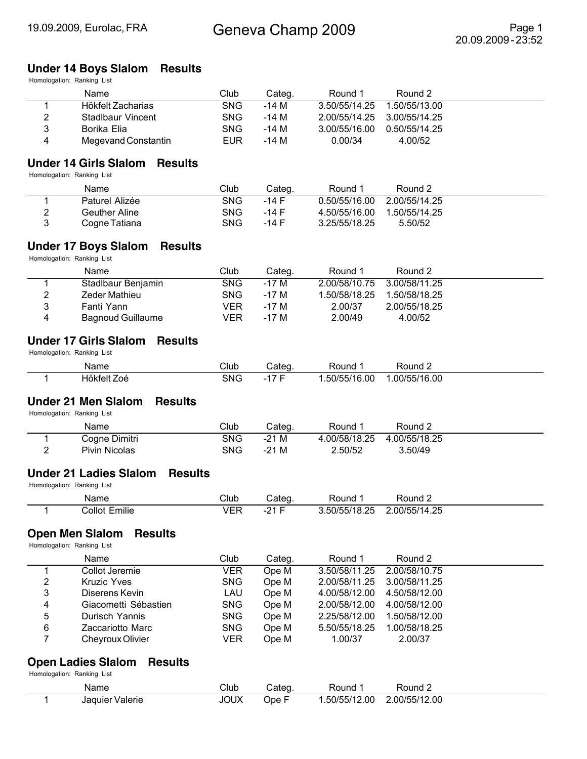## Geneva Champ 2009

19.09.2009, Eurolac, FRA

### Under 14 Boys Slalom Results

Homologation: Ranking List

| | Name | Club | Categ. | Round 1 | Round 2 |
|---|---|---|---|---|---|
| 1 | Hökfelt Zacharias | SNG | -14 M | 3.50/55/14.25 | 1.50/55/13.00 |
| 2 | Stadlbaur Vincent | SNG | -14 M | 2.00/55/14.25 | 3.00/55/14.25 |
| 3 | Borika Elia | SNG | -14 M | 3.00/55/16.00 | 0.50/55/14.25 |
| 4 | Megevand Constantin | EUR | -14 M | 0.00/34 | 4.00/52 |

### Under 14 Girls Slalom Results

Homologation: Ranking List

| | Name | Club | Categ. | Round 1 | Round 2 |
|---|---|---|---|---|---|
| 1 | Paturel Alizée | SNG | -14 F | 0.50/55/16.00 | 2.00/55/14.25 |
| 2 | Geuther Aline | SNG | -14 F | 4.50/55/16.00 | 1.50/55/14.25 |
| 3 | Cogne Tatiana | SNG | -14 F | 3.25/55/18.25 | 5.50/52 |

### Under 17 Boys Slalom Results

Homologation: Ranking List

| | Name | Club | Categ. | Round 1 | Round 2 |
|---|---|---|---|---|---|
| 1 | Stadlbaur Benjamin | SNG | -17 M | 2.00/58/10.75 | 3.00/58/11.25 |
| 2 | Zeder Mathieu | SNG | -17 M | 1.50/58/18.25 | 1.50/58/18.25 |
| 3 | Fanti Yann | VER | -17 M | 2.00/37 | 2.00/55/18.25 |
| 4 | Bagnoud Guillaume | VER | -17 M | 2.00/49 | 4.00/52 |

### Under 17 Girls Slalom Results

Homologation: Ranking List

| | Name | Club | Categ. | Round 1 | Round 2 |
|---|---|---|---|---|---|
| 1 | Hökfelt Zoé | SNG | -17 F | 1.50/55/16.00 | 1.00/55/16.00 |

### Under 21 Men Slalom Results

Homologation: Ranking List

| | Name | Club | Categ. | Round 1 | Round 2 |
|---|---|---|---|---|---|
| 1 | Cogne Dimitri | SNG | -21 M | 4.00/58/18.25 | 4.00/55/18.25 |
| 2 | Pivin Nicolas | SNG | -21 M | 2.50/52 | 3.50/49 |

### Under 21 Ladies Slalom Results

Homologation: Ranking List

| | Name | Club | Categ. | Round 1 | Round 2 |
|---|---|---|---|---|---|
| 1 | Collot Emilie | VER | -21 F | 3.50/55/18.25 | 2.00/55/14.25 |

### Open Men Slalom Results

Homologation: Ranking List

| | Name | Club | Categ. | Round 1 | Round 2 |
|---|---|---|---|---|---|
| 1 | Collot Jeremie | VER | Ope M | 3.50/58/11.25 | 2.00/58/10.75 |
| 2 | Kruzic Yves | SNG | Ope M | 2.00/58/11.25 | 3.00/58/11.25 |
| 3 | Diserens Kevin | LAU | Ope M | 4.00/58/12.00 | 4.50/58/12.00 |
| 4 | Giacometti Sébastien | SNG | Ope M | 2.00/58/12.00 | 4.00/58/12.00 |
| 5 | Durisch Yannis | SNG | Ope M | 2.25/58/12.00 | 1.50/58/12.00 |
| 6 | Zaccariotto Marc | SNG | Ope M | 5.50/55/18.25 | 1.00/58/18.25 |
| 7 | Cheyroux Olivier | VER | Ope M | 1.00/37 | 2.00/37 |

### Open Ladies Slalom Results

Homologation: Ranking List

| | Name | Club | Categ. | Round 1 | Round 2 |
|---|---|---|---|---|---|
| 1 | Jaquier Valerie | JOUX | Ope F | 1.50/55/12.00 | 2.00/55/12.00 |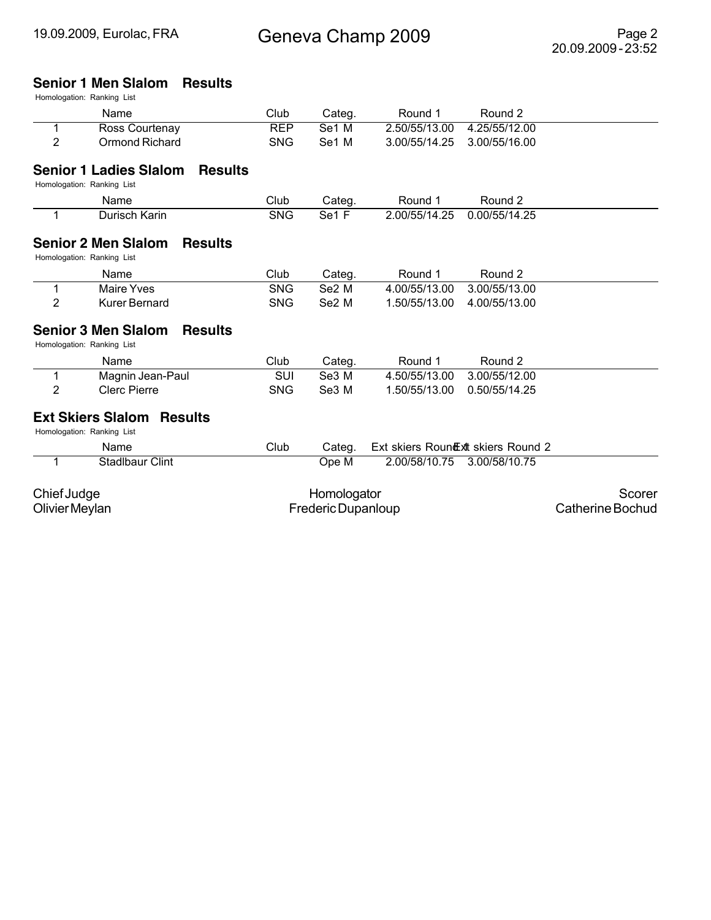## Senior 1 Men Slalom Results

Homologation: Ranking List

| | Name | Club | Categ. | Round 1 | Round 2 |
|---|---|---|---|---|---|
| 1 | Ross Courtenay | REP | Se1 M | 2.50/55/13.00 | 4.25/55/12.00 |
| 2 | Ormond Richard | SNG | Se1 M | 3.00/55/14.25 | 3.00/55/16.00 |

## Senior 1 Ladies Slalom Results

Homologation: Ranking List

| | Name | Club | Categ. | Round 1 | Round 2 |
|---|---|---|---|---|---|
| 1 | Durisch Karin | SNG | Se1 F | 2.00/55/14.25 | 0.00/55/14.25 |

## Senior 2 Men Slalom Results

Homologation: Ranking List

| | Name | Club | Categ. | Round 1 | Round 2 |
|---|---|---|---|---|---|
| 1 | Maire Yves | SNG | Se2 M | 4.00/55/13.00 | 3.00/55/13.00 |
| 2 | Kurer Bernard | SNG | Se2 M | 1.50/55/13.00 | 4.00/55/13.00 |

## Senior 3 Men Slalom Results

Homologation: Ranking List

| | Name | Club | Categ. | Round 1 | Round 2 |
|---|---|---|---|---|---|
| 1 | Magnin Jean-Paul | SUI | Se3 M | 4.50/55/13.00 | 3.00/55/12.00 |
| 2 | Clerc Pierre | SNG | Se3 M | 1.50/55/13.00 | 0.50/55/14.25 |

## Ext Skiers Slalom Results

Homologation: Ranking List

| | Name | Club | Categ. | Ext skiers Round 1 | Ext skiers Round 2 |
|---|---|---|---|---|---|
| 1 | Stadlbaur Clint | | Ope M | 2.00/58/10.75 | 3.00/58/10.75 |

Chief Judge
Olivier Meylan

Homologator
Frederic Dupanloup

Scorer
Catherine Bochud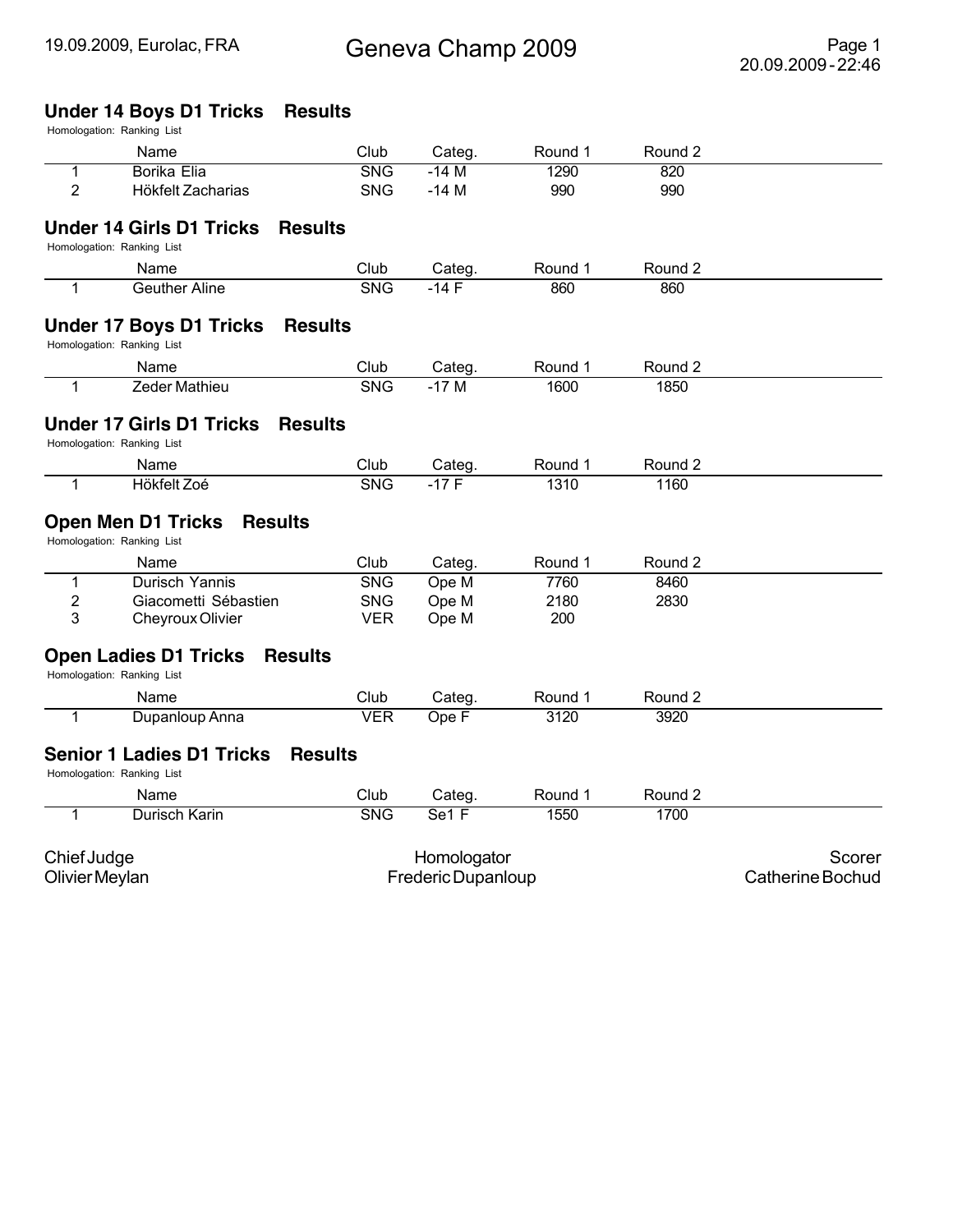# Geneva Champ 2009

19.09.2009, Eurolac, FRA

20.09.2009 - 22:46

## Under 14 Boys D1 Tricks Results

Homologation: Ranking List

| | Name | Club | Categ. | Round 1 | Round 2 |
|---|---|---|---|---|---|
| 1 | Borika Elia | SNG | -14 M | 1290 | 820 |
| 2 | Hökfelt Zacharias | SNG | -14 M | 990 | 990 |

## Under 14 Girls D1 Tricks Results

Homologation: Ranking List

| | Name | Club | Categ. | Round 1 | Round 2 |
|---|---|---|---|---|---|
| 1 | Geuther Aline | SNG | -14 F | 860 | 860 |

## Under 17 Boys D1 Tricks Results

Homologation: Ranking List

| | Name | Club | Categ. | Round 1 | Round 2 |
|---|---|---|---|---|---|
| 1 | Zeder Mathieu | SNG | -17 M | 1600 | 1850 |

## Under 17 Girls D1 Tricks Results

Homologation: Ranking List

| | Name | Club | Categ. | Round 1 | Round 2 |
|---|---|---|---|---|---|
| 1 | Hökfelt Zoé | SNG | -17 F | 1310 | 1160 |

## Open Men D1 Tricks Results

Homologation: Ranking List

| | Name | Club | Categ. | Round 1 | Round 2 |
|---|---|---|---|---|---|
| 1 | Durisch Yannis | SNG | Ope M | 7760 | 8460 |
| 2 | Giacometti Sébastien | SNG | Ope M | 2180 | 2830 |
| 3 | Cheyroux Olivier | VER | Ope M | 200 | |

## Open Ladies D1 Tricks Results

Homologation: Ranking List

| | Name | Club | Categ. | Round 1 | Round 2 |
|---|---|---|---|---|---|
| 1 | Dupanloup Anna | VER | Ope F | 3120 | 3920 |

## Senior 1 Ladies D1 Tricks Results

Homologation: Ranking List

| | Name | Club | Categ. | Round 1 | Round 2 |
|---|---|---|---|---|---|
| 1 | Durisch Karin | SNG | Se1 F | 1550 | 1700 |

| Chief Judge | Homologator | Scorer |
|---|---|---|
| Olivier Meylan | Frederic Dupanloup | Catherine Bochud |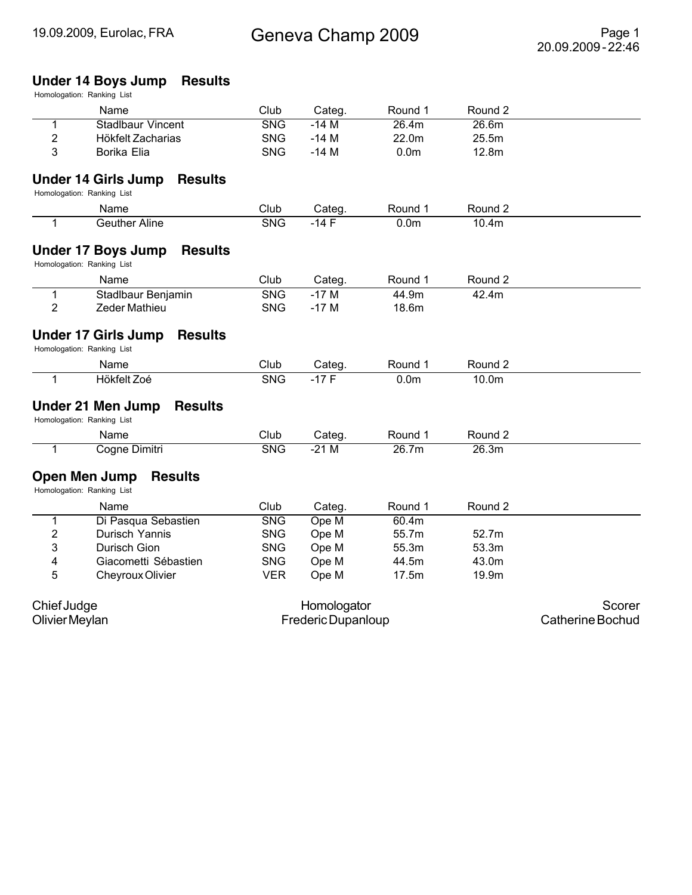# Geneva Champ 2009

19.09.2009, Eurolac, FRA

## Under 14 Boys Jump Results

Homologation: Ranking List

| | Name | Club | Categ. | Round 1 | Round 2 |
|---|---|---|---|---|---|
| 1 | Stadlbaur Vincent | SNG | -14 M | 26.4m | 26.6m |
| 2 | Hökfelt Zacharias | SNG | -14 M | 22.0m | 25.5m |
| 3 | Borika Elia | SNG | -14 M | 0.0m | 12.8m |

## Under 14 Girls Jump Results

Homologation: Ranking List

| | Name | Club | Categ. | Round 1 | Round 2 |
|---|---|---|---|---|---|
| 1 | Geuther Aline | SNG | -14 F | 0.0m | 10.4m |

## Under 17 Boys Jump Results

Homologation: Ranking List

| | Name | Club | Categ. | Round 1 | Round 2 |
|---|---|---|---|---|---|
| 1 | Stadlbaur Benjamin | SNG | -17 M | 44.9m | 42.4m |
| 2 | Zeder Mathieu | SNG | -17 M | 18.6m | |

## Under 17 Girls Jump Results

Homologation: Ranking List

| | Name | Club | Categ. | Round 1 | Round 2 |
|---|---|---|---|---|---|
| 1 | Hökfelt Zoé | SNG | -17 F | 0.0m | 10.0m |

## Under 21 Men Jump Results

Homologation: Ranking List

| | Name | Club | Categ. | Round 1 | Round 2 |
|---|---|---|---|---|---|
| 1 | Cogne Dimitri | SNG | -21 M | 26.7m | 26.3m |

## Open Men Jump Results

Homologation: Ranking List

| | Name | Club | Categ. | Round 1 | Round 2 |
|---|---|---|---|---|---|
| 1 | Di Pasqua Sebastien | SNG | Ope M | 60.4m | |
| 2 | Durisch Yannis | SNG | Ope M | 55.7m | 52.7m |
| 3 | Durisch Gion | SNG | Ope M | 55.3m | 53.3m |
| 4 | Giacometti Sébastien | SNG | Ope M | 44.5m | 43.0m |
| 5 | Cheyroux Olivier | VER | Ope M | 17.5m | 19.9m |

| Chief Judge | Homologator | Scorer |
|---|---|---|
| Olivier Meylan | Frederic Dupanloup | Catherine Bochud |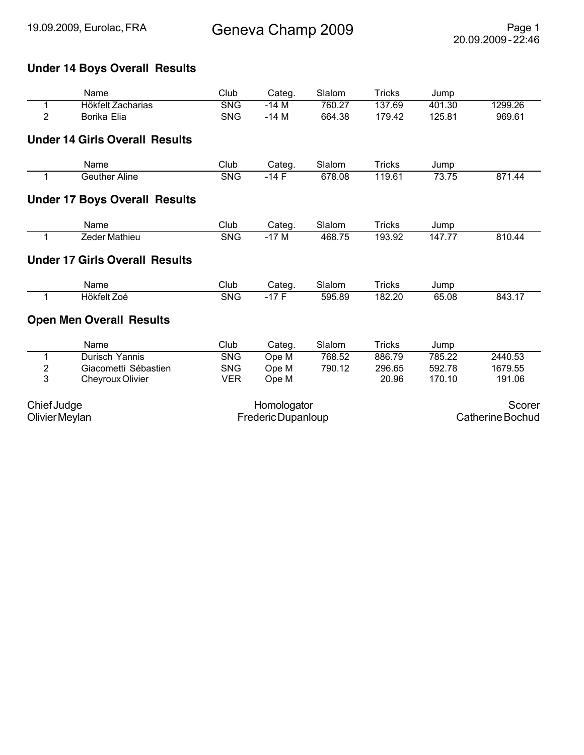19.09.2009, Eurolac, FRA

# Geneva Champ 2009

20.09.2009 - 22:46

## Under 14 Boys Overall Results

| | Name | Club | Categ. | Slalom | Tricks | Jump | |
|---|---|---|---|---|---|---|---|
| 1 | Hökfelt Zacharias | SNG | -14 M | 760.27 | 137.69 | 401.30 | 1299.26 |
| 2 | Borika Elia | SNG | -14 M | 664.38 | 179.42 | 125.81 | 969.61 |

## Under 14 Girls Overall Results

| | Name | Club | Categ. | Slalom | Tricks | Jump | |
|---|---|---|---|---|---|---|---|
| 1 | Geuther Aline | SNG | -14 F | 678.08 | 119.61 | 73.75 | 871.44 |

## Under 17 Boys Overall Results

| | Name | Club | Categ. | Slalom | Tricks | Jump | |
|---|---|---|---|---|---|---|---|
| 1 | Zeder Mathieu | SNG | -17 M | 468.75 | 193.92 | 147.77 | 810.44 |

## Under 17 Girls Overall Results

| | Name | Club | Categ. | Slalom | Tricks | Jump | |
|---|---|---|---|---|---|---|---|
| 1 | Hökfelt Zoé | SNG | -17 F | 595.89 | 182.20 | 65.08 | 843.17 |

## Open Men Overall Results

| | Name | Club | Categ. | Slalom | Tricks | Jump | |
|---|---|---|---|---|---|---|---|
| 1 | Durisch Yannis | SNG | Ope M | 768.52 | 886.79 | 785.22 | 2440.53 |
| 2 | Giacometti Sébastien | SNG | Ope M | 790.12 | 296.65 | 592.78 | 1679.55 |
| 3 | Cheyroux Olivier | VER | Ope M | | 20.96 | 170.10 | 191.06 |

| Chief Judge | Homologator | Scorer |
|---|---|---|
| Olivier Meylan | Frederic Dupanloup | Catherine Bochud |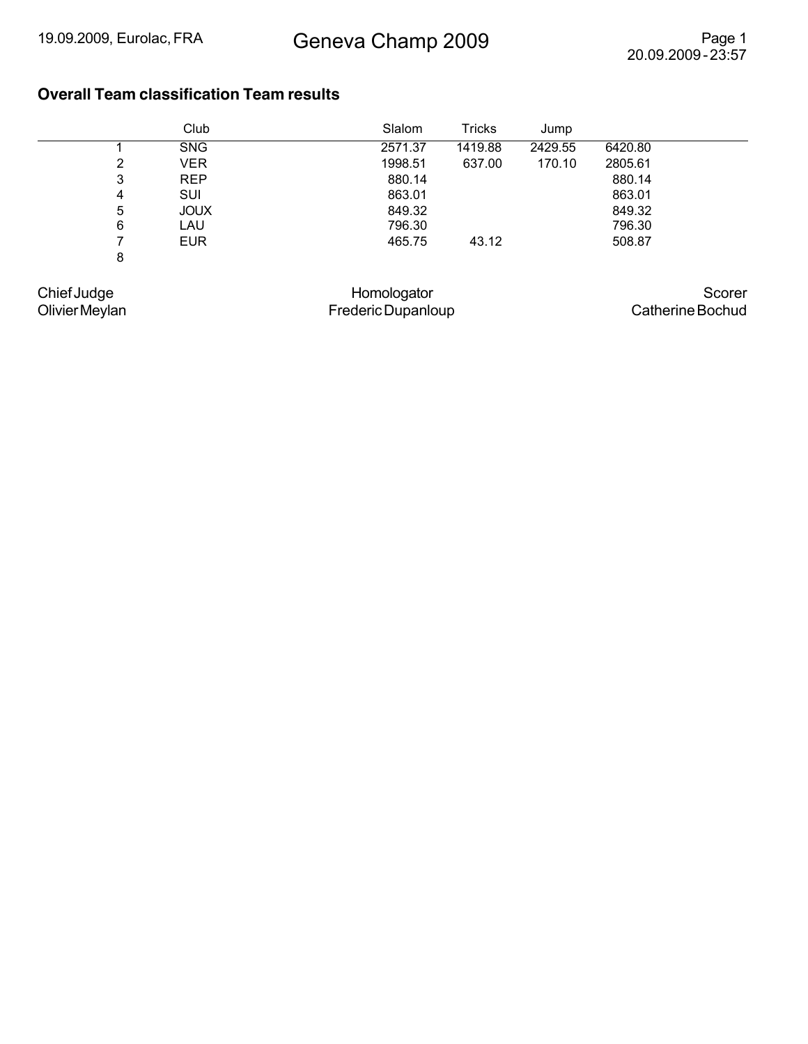## Overall Team classification Team results

| | Club | Slalom | Tricks | Jump | |
|---|---|---|---|---|---|
| 1 | SNG | 2571.37 | 1419.88 | 2429.55 | 6420.80 |
| 2 | VER | 1998.51 | 637.00 | 170.10 | 2805.61 |
| 3 | REP | 880.14 | | | 880.14 |
| 4 | SUI | 863.01 | | | 863.01 |
| 5 | JOUX | 849.32 | | | 849.32 |
| 6 | LAU | 796.30 | | | 796.30 |
| 7 | EUR | 465.75 | 43.12 | | 508.87 |
| 8 | | | | | |

Chief Judge
Olivier Meylan

Homologator
Frederic Dupanloup

Scorer
Catherine Bochud